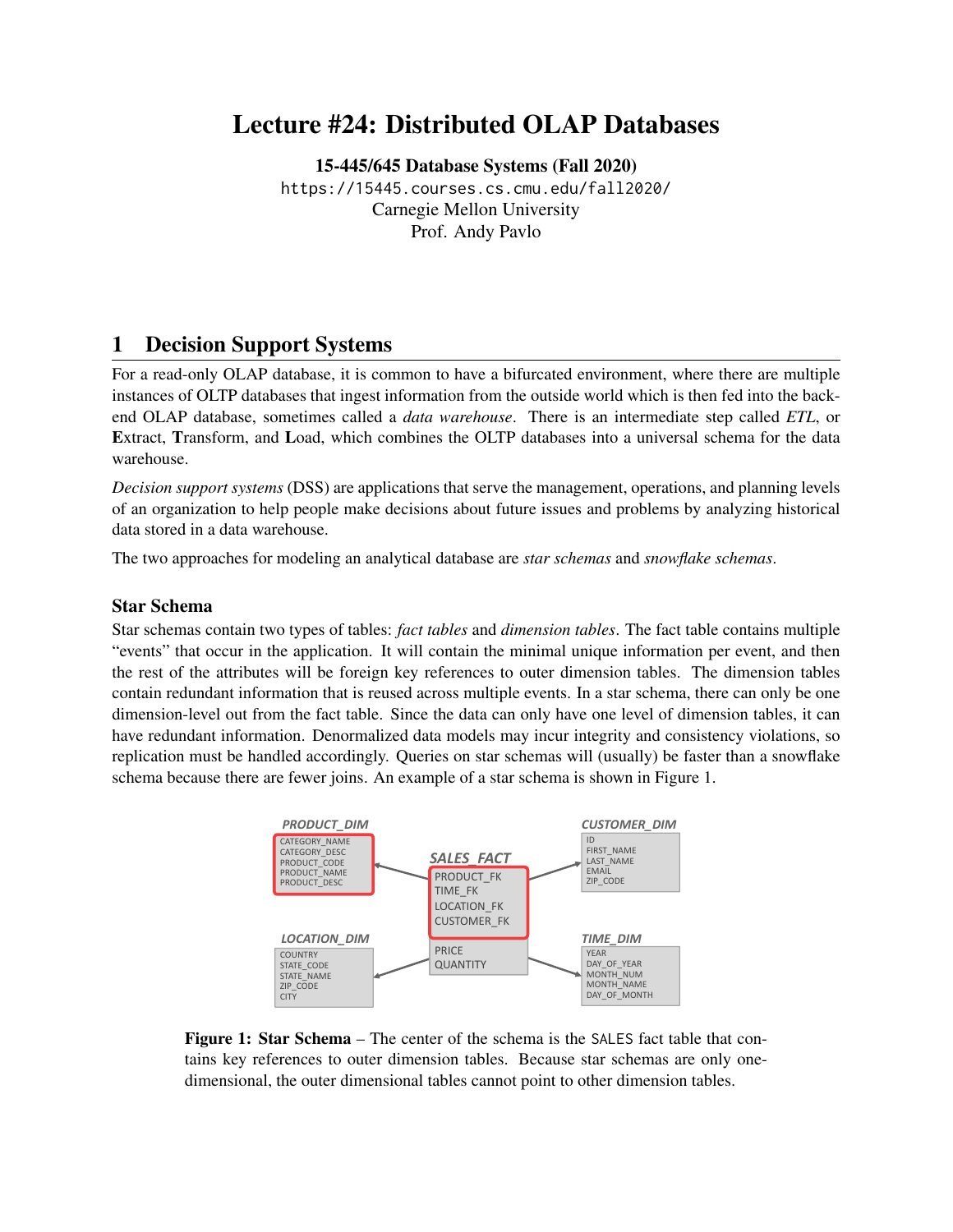# Lecture #24: Distributed OLAP Databases

**15-445/645 Database Systems (Fall 2020)**
https://15445.courses.cs.cmu.edu/fall2020/
Carnegie Mellon University
Prof. Andy Pavlo

## 1 Decision Support Systems

For a read-only OLAP database, it is common to have a bifurcated environment, where there are multiple instances of OLTP databases that ingest information from the outside world which is then fed into the back-end OLAP database, sometimes called a *data warehouse*. There is an intermediate step called *ETL*, or **E**xtract, **T**ransform, and **L**oad, which combines the OLTP databases into a universal schema for the data warehouse.

*Decision support systems* (DSS) are applications that serve the management, operations, and planning levels of an organization to help people make decisions about future issues and problems by analyzing historical data stored in a data warehouse.

The two approaches for modeling an analytical database are *star schemas* and *snowflake schemas*.

### Star Schema

Star schemas contain two types of tables: *fact tables* and *dimension tables*. The fact table contains multiple "events" that occur in the application. It will contain the minimal unique information per event, and then the rest of the attributes will be foreign key references to outer dimension tables. The dimension tables contain redundant information that is reused across multiple events. In a star schema, there can only be one dimension-level out from the fact table. Since the data can only have one level of dimension tables, it can have redundant information. Denormalized data models may incur integrity and consistency violations, so replication must be handled accordingly. Queries on star schemas will (usually) be faster than a snowflake schema because there are fewer joins. An example of a star schema is shown in Figure 1.

**Figure 1: Star Schema** – The center of the schema is the SALES fact table that contains key references to outer dimension tables. Because star schemas are only one-dimensional, the outer dimensional tables cannot point to other dimension tables.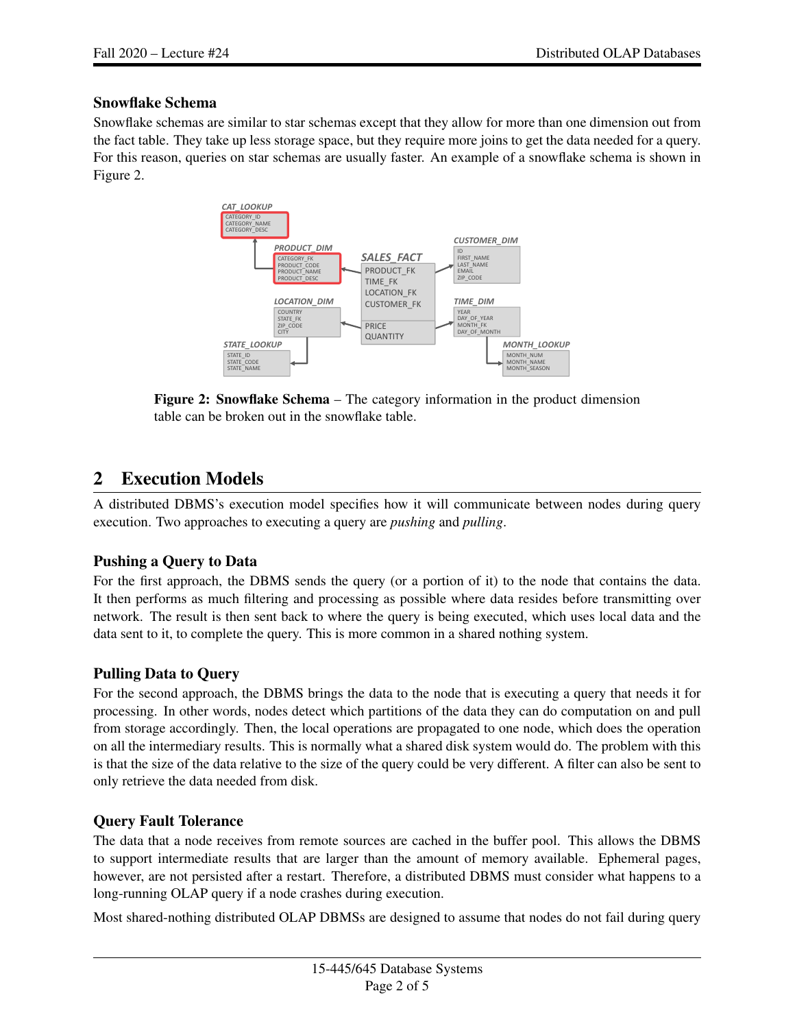### Snowflake Schema

Snowflake schemas are similar to star schemas except that they allow for more than one dimension out from the fact table. They take up less storage space, but they require more joins to get the data needed for a query. For this reason, queries on star schemas are usually faster. An example of a snowflake schema is shown in Figure 2.

**Figure 2: Snowflake Schema** – The category information in the product dimension table can be broken out in the snowflake table.

## 2 Execution Models

A distributed DBMS's execution model specifies how it will communicate between nodes during query execution. Two approaches to executing a query are *pushing* and *pulling*.

### Pushing a Query to Data

For the first approach, the DBMS sends the query (or a portion of it) to the node that contains the data. It then performs as much filtering and processing as possible where data resides before transmitting over network. The result is then sent back to where the query is being executed, which uses local data and the data sent to it, to complete the query. This is more common in a shared nothing system.

### Pulling Data to Query

For the second approach, the DBMS brings the data to the node that is executing a query that needs it for processing. In other words, nodes detect which partitions of the data they can do computation on and pull from storage accordingly. Then, the local operations are propagated to one node, which does the operation on all the intermediary results. This is normally what a shared disk system would do. The problem with this is that the size of the data relative to the size of the query could be very different. A filter can also be sent to only retrieve the data needed from disk.

### Query Fault Tolerance

The data that a node receives from remote sources are cached in the buffer pool. This allows the DBMS to support intermediate results that are larger than the amount of memory available. Ephemeral pages, however, are not persisted after a restart. Therefore, a distributed DBMS must consider what happens to a long-running OLAP query if a node crashes during execution.

Most shared-nothing distributed OLAP DBMSs are designed to assume that nodes do not fail during query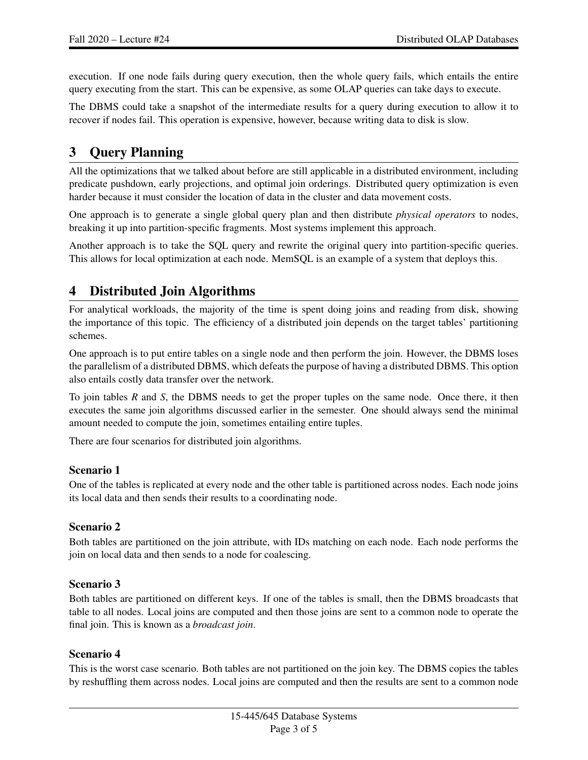execution. If one node fails during query execution, then the whole query fails, which entails the entire query executing from the start. This can be expensive, as some OLAP queries can take days to execute.

The DBMS could take a snapshot of the intermediate results for a query during execution to allow it to recover if nodes fail. This operation is expensive, however, because writing data to disk is slow.

# 3 Query Planning

All the optimizations that we talked about before are still applicable in a distributed environment, including predicate pushdown, early projections, and optimal join orderings. Distributed query optimization is even harder because it must consider the location of data in the cluster and data movement costs.

One approach is to generate a single global query plan and then distribute *physical operators* to nodes, breaking it up into partition-specific fragments. Most systems implement this approach.

Another approach is to take the SQL query and rewrite the original query into partition-specific queries. This allows for local optimization at each node. MemSQL is an example of a system that deploys this.

# 4 Distributed Join Algorithms

For analytical workloads, the majority of the time is spent doing joins and reading from disk, showing the importance of this topic. The efficiency of a distributed join depends on the target tables' partitioning schemes.

One approach is to put entire tables on a single node and then perform the join. However, the DBMS loses the parallelism of a distributed DBMS, which defeats the purpose of having a distributed DBMS. This option also entails costly data transfer over the network.

To join tables *R* and *S*, the DBMS needs to get the proper tuples on the same node. Once there, it then executes the same join algorithms discussed earlier in the semester. One should always send the minimal amount needed to compute the join, sometimes entailing entire tuples.

There are four scenarios for distributed join algorithms.

### Scenario 1

One of the tables is replicated at every node and the other table is partitioned across nodes. Each node joins its local data and then sends their results to a coordinating node.

### Scenario 2

Both tables are partitioned on the join attribute, with IDs matching on each node. Each node performs the join on local data and then sends to a node for coalescing.

### Scenario 3

Both tables are partitioned on different keys. If one of the tables is small, then the DBMS broadcasts that table to all nodes. Local joins are computed and then those joins are sent to a common node to operate the final join. This is known as a *broadcast join*.

### Scenario 4

This is the worst case scenario. Both tables are not partitioned on the join key. The DBMS copies the tables by reshuffling them across nodes. Local joins are computed and then the results are sent to a common node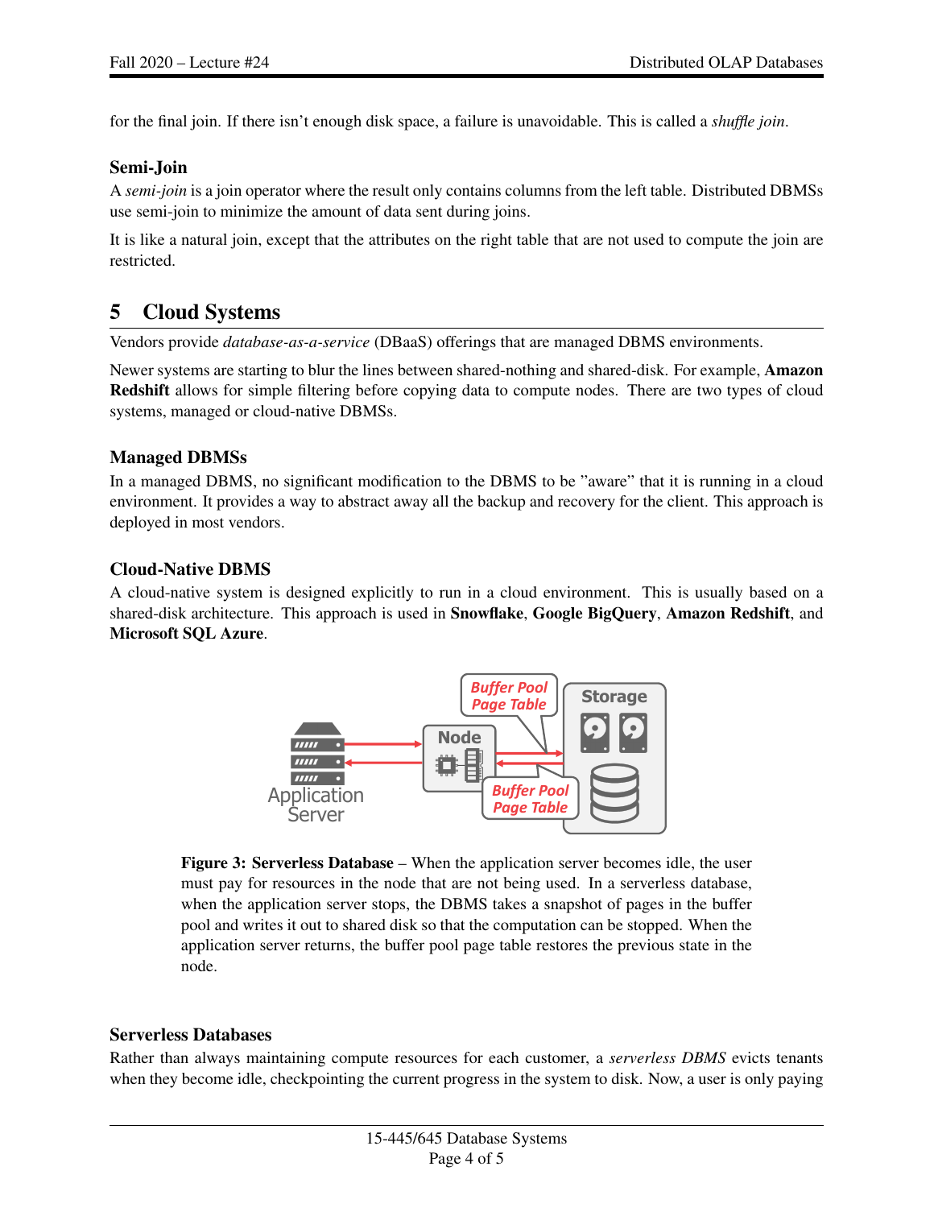for the final join. If there isn't enough disk space, a failure is unavoidable. This is called a *shuffle join*.

### Semi-Join

A *semi-join* is a join operator where the result only contains columns from the left table. Distributed DBMSs use semi-join to minimize the amount of data sent during joins.

It is like a natural join, except that the attributes on the right table that are not used to compute the join are restricted.

## 5 Cloud Systems

Vendors provide *database-as-a-service* (DBaaS) offerings that are managed DBMS environments.

Newer systems are starting to blur the lines between shared-nothing and shared-disk. For example, **Amazon Redshift** allows for simple filtering before copying data to compute nodes. There are two types of cloud systems, managed or cloud-native DBMSs.

### Managed DBMSs

In a managed DBMS, no significant modification to the DBMS to be "aware" that it is running in a cloud environment. It provides a way to abstract away all the backup and recovery for the client. This approach is deployed in most vendors.

### Cloud-Native DBMS

A cloud-native system is designed explicitly to run in a cloud environment. This is usually based on a shared-disk architecture. This approach is used in **Snowflake**, **Google BigQuery**, **Amazon Redshift**, and **Microsoft SQL Azure**.

**Figure 3: Serverless Database** – When the application server becomes idle, the user must pay for resources in the node that are not being used. In a serverless database, when the application server stops, the DBMS takes a snapshot of pages in the buffer pool and writes it out to shared disk so that the computation can be stopped. When the application server returns, the buffer pool page table restores the previous state in the node.

### Serverless Databases

Rather than always maintaining compute resources for each customer, a *serverless DBMS* evicts tenants when they become idle, checkpointing the current progress in the system to disk. Now, a user is only paying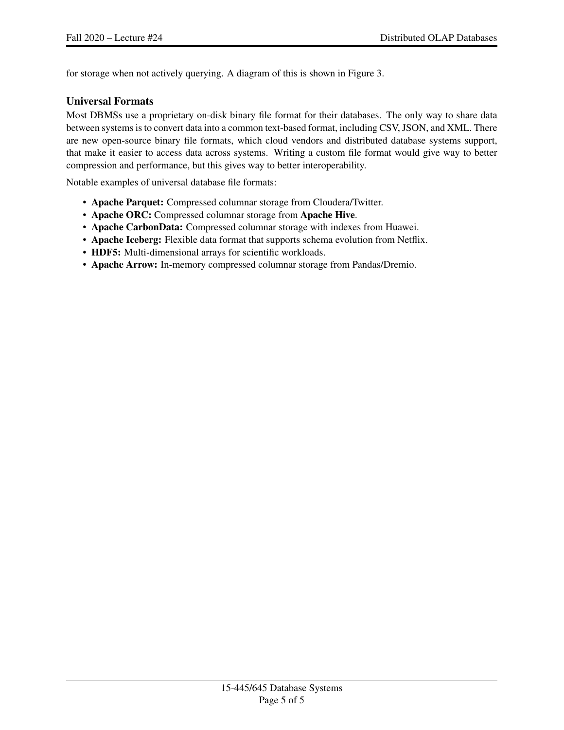for storage when not actively querying. A diagram of this is shown in Figure 3.

### Universal Formats

Most DBMSs use a proprietary on-disk binary file format for their databases. The only way to share data between systems is to convert data into a common text-based format, including CSV, JSON, and XML. There are new open-source binary file formats, which cloud vendors and distributed database systems support, that make it easier to access data across systems. Writing a custom file format would give way to better compression and performance, but this gives way to better interoperability.

Notable examples of universal database file formats:

- **Apache Parquet:** Compressed columnar storage from Cloudera/Twitter.
- **Apache ORC:** Compressed columnar storage from **Apache Hive**.
- **Apache CarbonData:** Compressed columnar storage with indexes from Huawei.
- **Apache Iceberg:** Flexible data format that supports schema evolution from Netflix.
- **HDF5:** Multi-dimensional arrays for scientific workloads.
- **Apache Arrow:** In-memory compressed columnar storage from Pandas/Dremio.